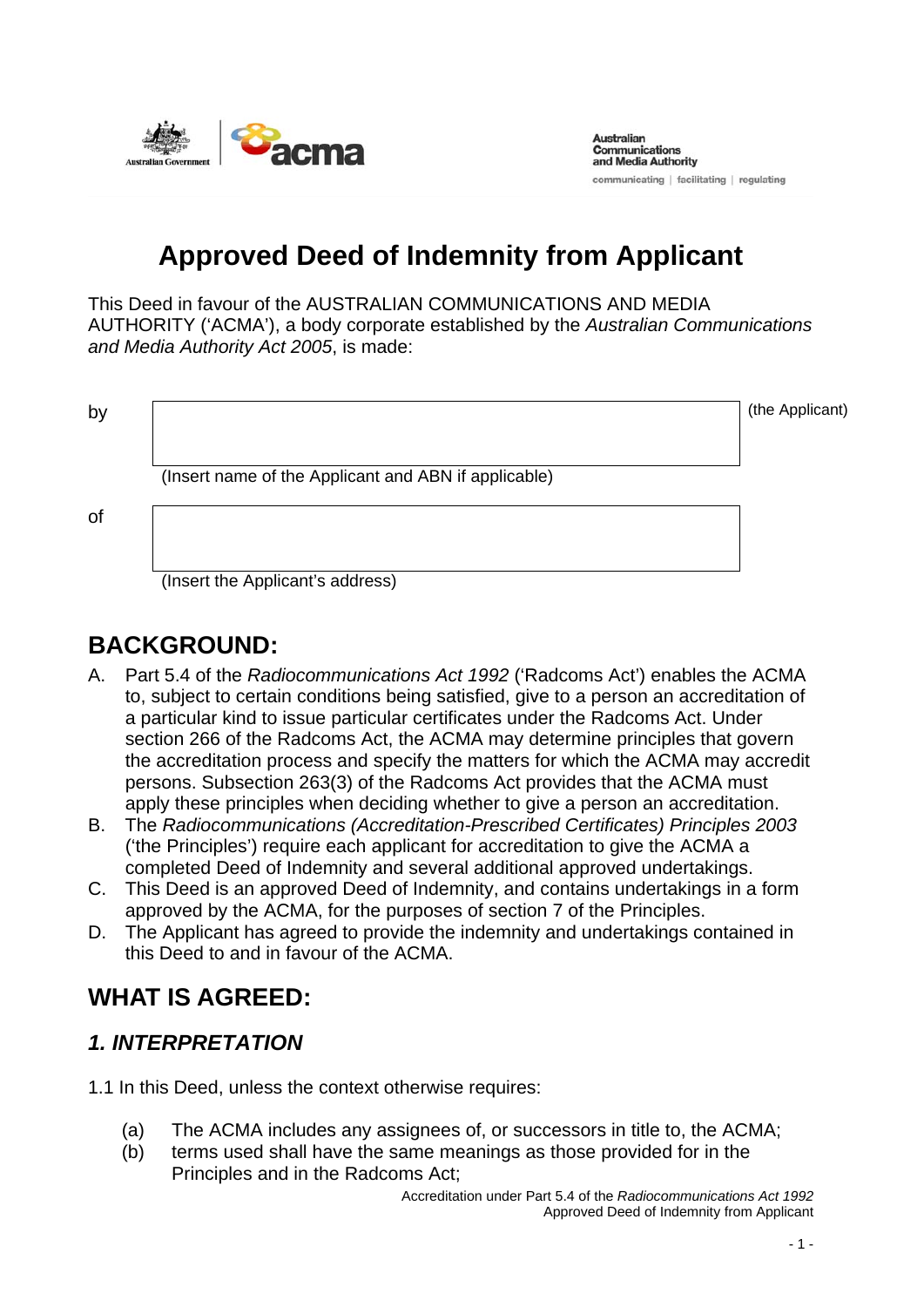# Approved Deed of Indemnity from Applicant

This Deed in favour of the AUSTRALIAN COMMUNICATIONS AND MEDIA AUTHORITY ('ACMA'), a body corporate established by the *Australian Communications and Media Authority Act 2005*, is made:

by _______________________________ (the Applicant)

(Insert name of the Applicant and ABN if applicable)

of _______________________________

(Insert the Applicant's address)

## BACKGROUND:

A. Part 5.4 of the *Radiocommunications Act 1992* ('Radcoms Act') enables the ACMA to, subject to certain conditions being satisfied, give to a person an accreditation of a particular kind to issue particular certificates under the Radcoms Act. Under section 266 of the Radcoms Act, the ACMA may determine principles that govern the accreditation process and specify the matters for which the ACMA may accredit persons. Subsection 263(3) of the Radcoms Act provides that the ACMA must apply these principles when deciding whether to give a person an accreditation.

B. The *Radiocommunications (Accreditation-Prescribed Certificates) Principles 2003* ('the Principles') require each applicant for accreditation to give the ACMA a completed Deed of Indemnity and several additional approved undertakings.

C. This Deed is an approved Deed of Indemnity, and contains undertakings in a form approved by the ACMA, for the purposes of section 7 of the Principles.

D. The Applicant has agreed to provide the indemnity and undertakings contained in this Deed to and in favour of the ACMA.

## WHAT IS AGREED:

### *1. INTERPRETATION*

1.1 In this Deed, unless the context otherwise requires:

(a) The ACMA includes any assignees of, or successors in title to, the ACMA;

(b) terms used shall have the same meanings as those provided for in the Principles and in the Radcoms Act;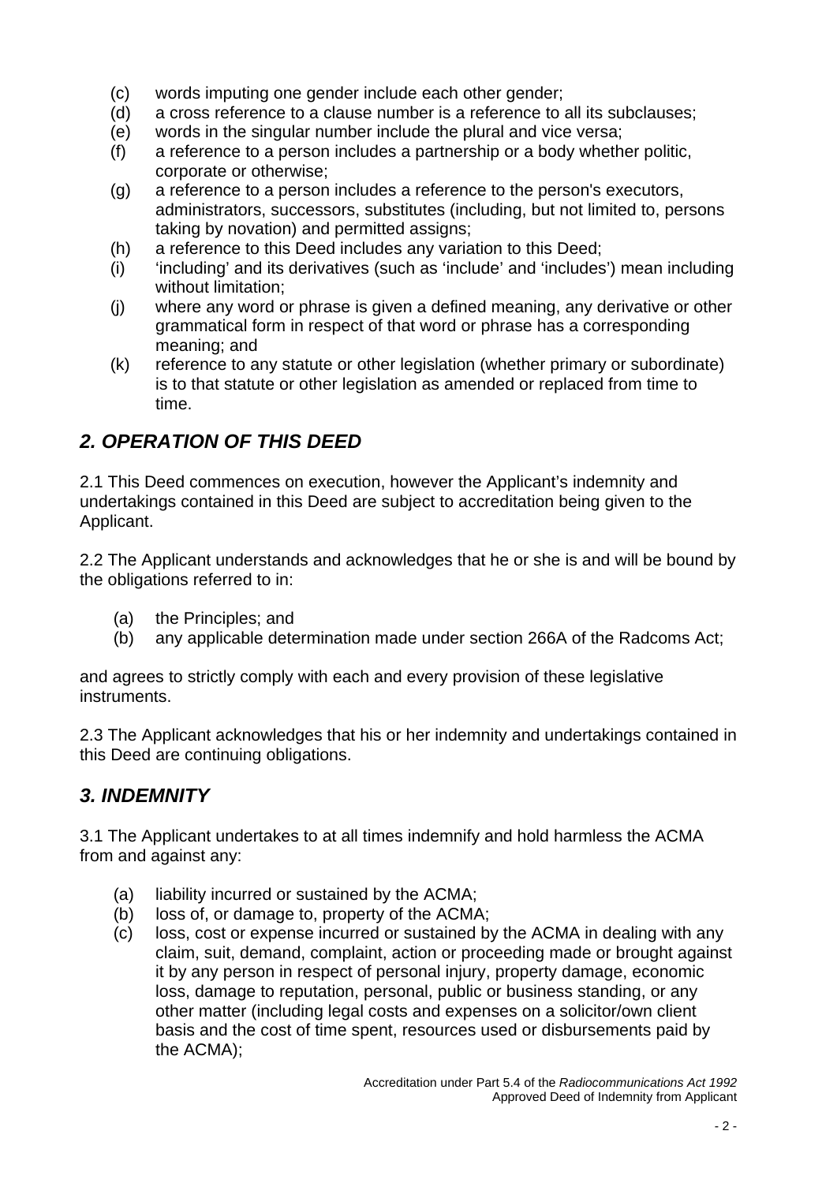(c) words imputing one gender include each other gender;
(d) a cross reference to a clause number is a reference to all its subclauses;
(e) words in the singular number include the plural and vice versa;
(f) a reference to a person includes a partnership or a body whether politic, corporate or otherwise;
(g) a reference to a person includes a reference to the person's executors, administrators, successors, substitutes (including, but not limited to, persons taking by novation) and permitted assigns;
(h) a reference to this Deed includes any variation to this Deed;
(i) 'including' and its derivatives (such as 'include' and 'includes') mean including without limitation;
(j) where any word or phrase is given a defined meaning, any derivative or other grammatical form in respect of that word or phrase has a corresponding meaning; and
(k) reference to any statute or other legislation (whether primary or subordinate) is to that statute or other legislation as amended or replaced from time to time.

## *2. OPERATION OF THIS DEED*

2.1 This Deed commences on execution, however the Applicant's indemnity and undertakings contained in this Deed are subject to accreditation being given to the Applicant.

2.2 The Applicant understands and acknowledges that he or she is and will be bound by the obligations referred to in:

(a) the Principles; and
(b) any applicable determination made under section 266A of the Radcoms Act;

and agrees to strictly comply with each and every provision of these legislative instruments.

2.3 The Applicant acknowledges that his or her indemnity and undertakings contained in this Deed are continuing obligations.

## *3. INDEMNITY*

3.1 The Applicant undertakes to at all times indemnify and hold harmless the ACMA from and against any:

(a) liability incurred or sustained by the ACMA;
(b) loss of, or damage to, property of the ACMA;
(c) loss, cost or expense incurred or sustained by the ACMA in dealing with any claim, suit, demand, complaint, action or proceeding made or brought against it by any person in respect of personal injury, property damage, economic loss, damage to reputation, personal, public or business standing, or any other matter (including legal costs and expenses on a solicitor/own client basis and the cost of time spent, resources used or disbursements paid by the ACMA);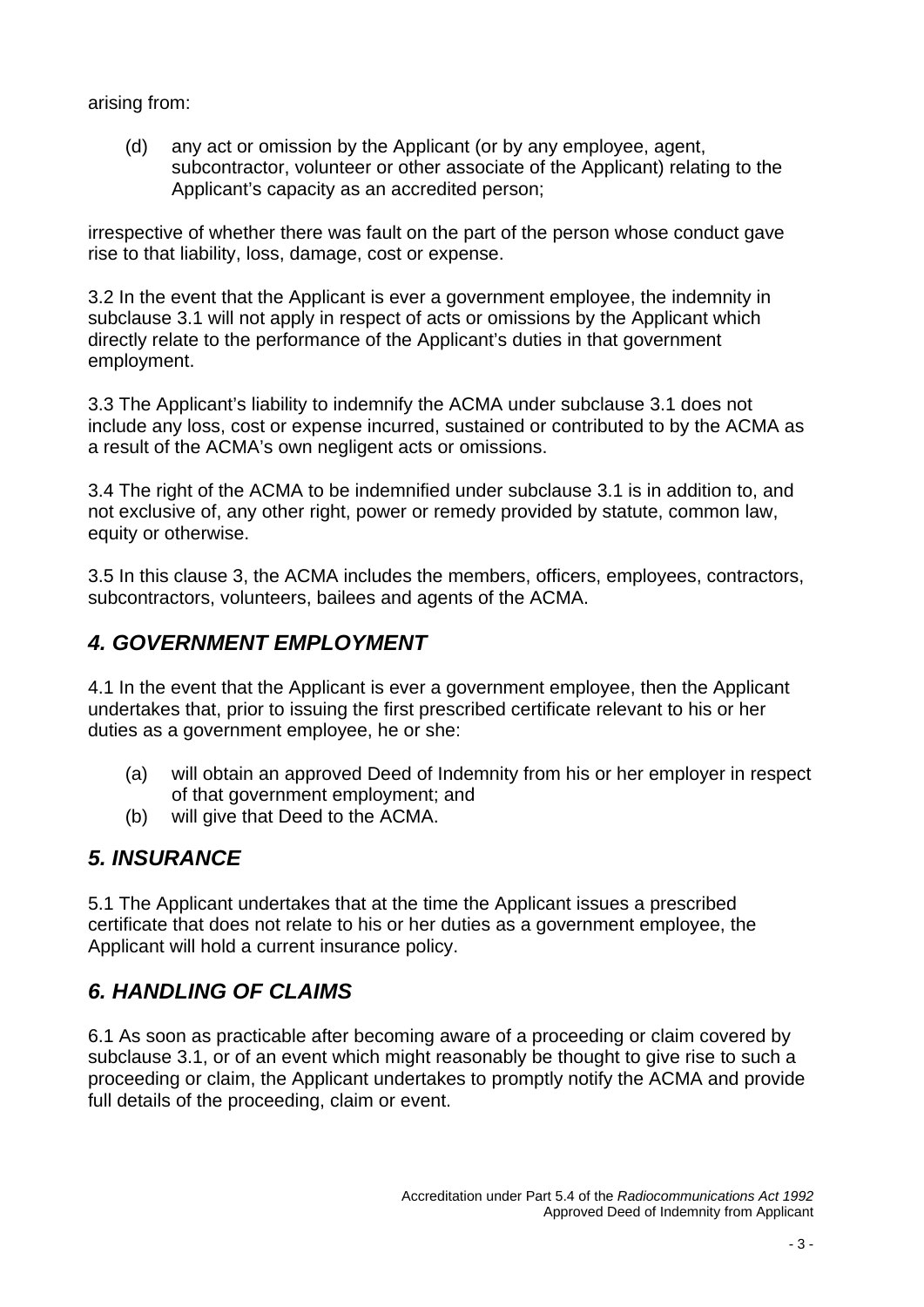arising from:

(d) any act or omission by the Applicant (or by any employee, agent, subcontractor, volunteer or other associate of the Applicant) relating to the Applicant's capacity as an accredited person;

irrespective of whether there was fault on the part of the person whose conduct gave rise to that liability, loss, damage, cost or expense.

3.2 In the event that the Applicant is ever a government employee, the indemnity in subclause 3.1 will not apply in respect of acts or omissions by the Applicant which directly relate to the performance of the Applicant's duties in that government employment.

3.3 The Applicant's liability to indemnify the ACMA under subclause 3.1 does not include any loss, cost or expense incurred, sustained or contributed to by the ACMA as a result of the ACMA's own negligent acts or omissions.

3.4 The right of the ACMA to be indemnified under subclause 3.1 is in addition to, and not exclusive of, any other right, power or remedy provided by statute, common law, equity or otherwise.

3.5 In this clause 3, the ACMA includes the members, officers, employees, contractors, subcontractors, volunteers, bailees and agents of the ACMA.

## *4. GOVERNMENT EMPLOYMENT*

4.1 In the event that the Applicant is ever a government employee, then the Applicant undertakes that, prior to issuing the first prescribed certificate relevant to his or her duties as a government employee, he or she:

(a) will obtain an approved Deed of Indemnity from his or her employer in respect of that government employment; and

(b) will give that Deed to the ACMA.

## *5. INSURANCE*

5.1 The Applicant undertakes that at the time the Applicant issues a prescribed certificate that does not relate to his or her duties as a government employee, the Applicant will hold a current insurance policy.

## *6. HANDLING OF CLAIMS*

6.1 As soon as practicable after becoming aware of a proceeding or claim covered by subclause 3.1, or of an event which might reasonably be thought to give rise to such a proceeding or claim, the Applicant undertakes to promptly notify the ACMA and provide full details of the proceeding, claim or event.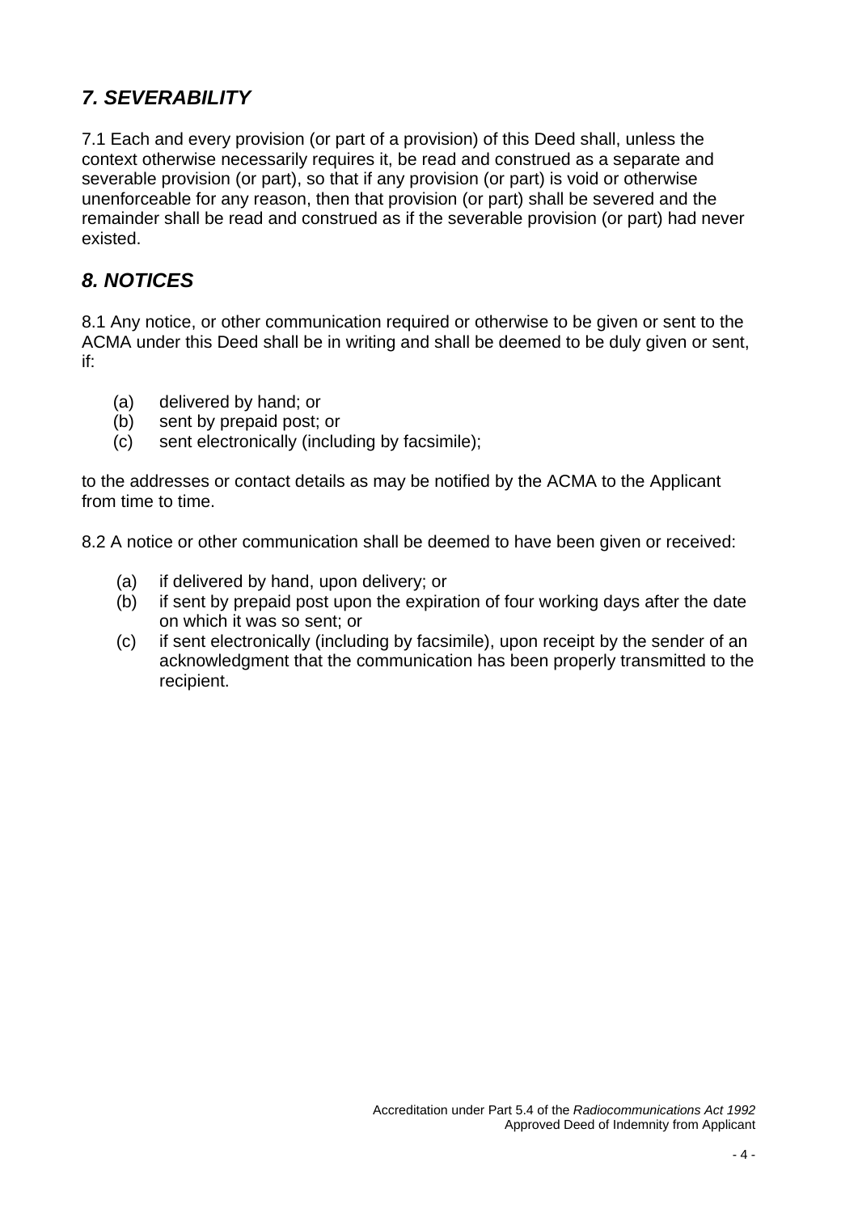## *7. SEVERABILITY*

7.1 Each and every provision (or part of a provision) of this Deed shall, unless the context otherwise necessarily requires it, be read and construed as a separate and severable provision (or part), so that if any provision (or part) is void or otherwise unenforceable for any reason, then that provision (or part) shall be severed and the remainder shall be read and construed as if the severable provision (or part) had never existed.

## *8. NOTICES*

8.1 Any notice, or other communication required or otherwise to be given or sent to the ACMA under this Deed shall be in writing and shall be deemed to be duly given or sent, if:

(a) delivered by hand; or
(b) sent by prepaid post; or
(c) sent electronically (including by facsimile);

to the addresses or contact details as may be notified by the ACMA to the Applicant from time to time.

8.2 A notice or other communication shall be deemed to have been given or received:

(a) if delivered by hand, upon delivery; or
(b) if sent by prepaid post upon the expiration of four working days after the date on which it was so sent; or
(c) if sent electronically (including by facsimile), upon receipt by the sender of an acknowledgment that the communication has been properly transmitted to the recipient.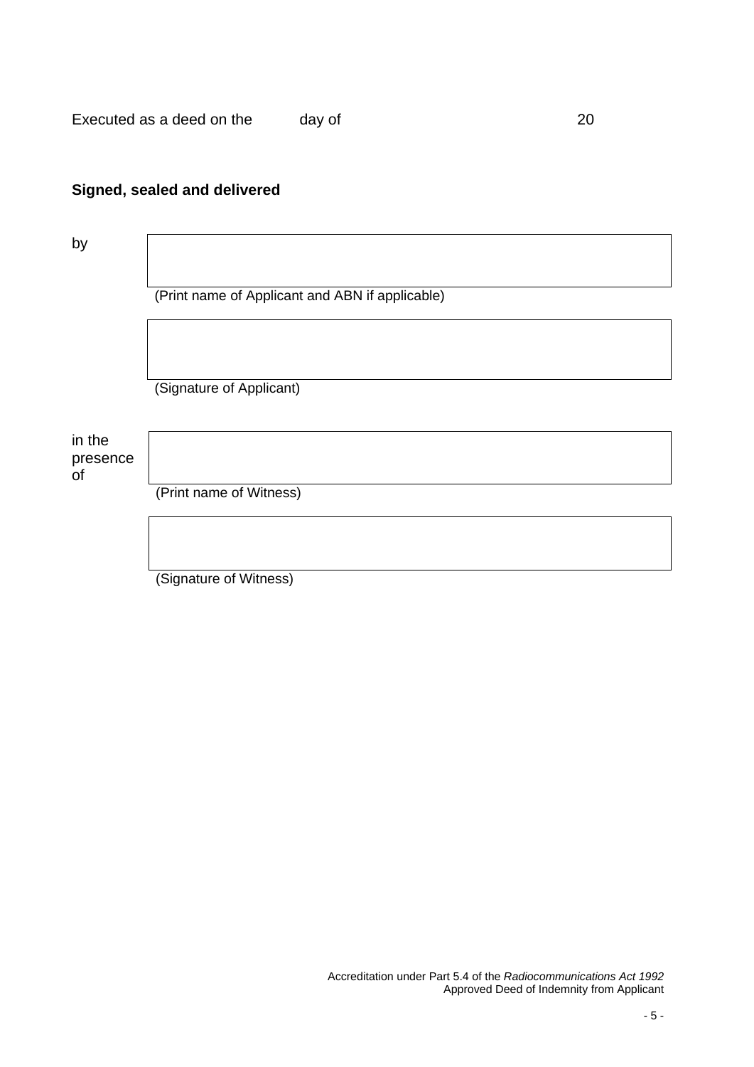Executed as a deed on the day of 20

**Signed, sealed and delivered**

by

(Print name of Applicant and ABN if applicable)

(Signature of Applicant)

in the presence of

(Print name of Witness)

(Signature of Witness)